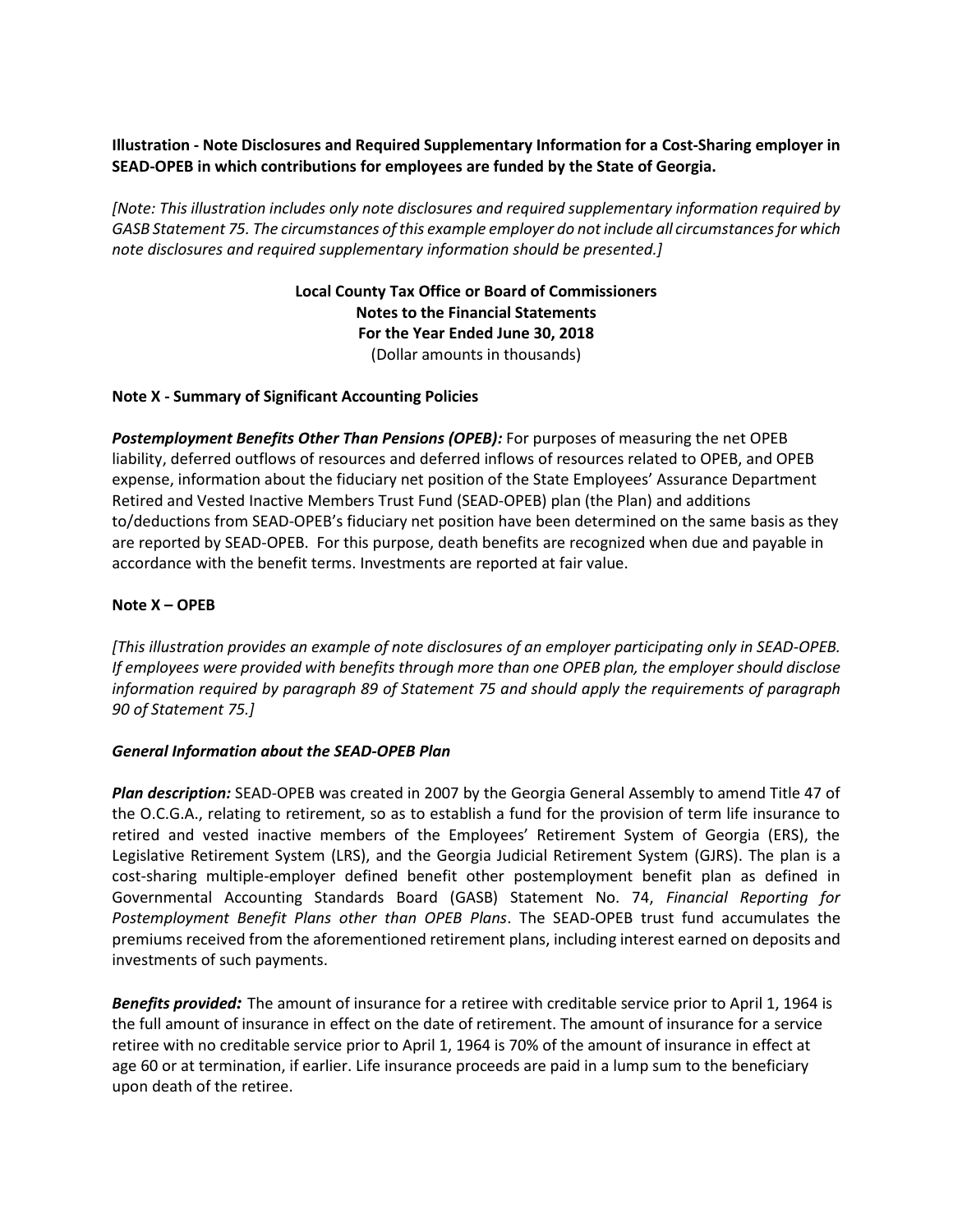**Illustration - Note Disclosures and Required Supplementary Information for a Cost-Sharing employer in SEAD-OPEB in which contributions for employees are funded by the State of Georgia.**

*[Note: This illustration includes only note disclosures and required supplementary information required by GASB Statement 75. The circumstances of this example employer do not include all circumstances for which note disclosures and required supplementary information should be presented.]*

**Local County Tax Office or Board of Commissioners**
**Notes to the Financial Statements**
**For the Year Ended June 30, 2018**
(Dollar amounts in thousands)

**Note X - Summary of Significant Accounting Policies**

***Postemployment Benefits Other Than Pensions (OPEB):*** For purposes of measuring the net OPEB liability, deferred outflows of resources and deferred inflows of resources related to OPEB, and OPEB expense, information about the fiduciary net position of the State Employees' Assurance Department Retired and Vested Inactive Members Trust Fund (SEAD-OPEB) plan (the Plan) and additions to/deductions from SEAD-OPEB's fiduciary net position have been determined on the same basis as they are reported by SEAD-OPEB. For this purpose, death benefits are recognized when due and payable in accordance with the benefit terms. Investments are reported at fair value.

**Note X – OPEB**

*[This illustration provides an example of note disclosures of an employer participating only in SEAD-OPEB. If employees were provided with benefits through more than one OPEB plan, the employer should disclose information required by paragraph 89 of Statement 75 and should apply the requirements of paragraph 90 of Statement 75.]*

***General Information about the SEAD-OPEB Plan***

***Plan description:*** SEAD-OPEB was created in 2007 by the Georgia General Assembly to amend Title 47 of the O.C.G.A., relating to retirement, so as to establish a fund for the provision of term life insurance to retired and vested inactive members of the Employees' Retirement System of Georgia (ERS), the Legislative Retirement System (LRS), and the Georgia Judicial Retirement System (GJRS). The plan is a cost-sharing multiple-employer defined benefit other postemployment benefit plan as defined in Governmental Accounting Standards Board (GASB) Statement No. 74, *Financial Reporting for Postemployment Benefit Plans other than OPEB Plans*. The SEAD-OPEB trust fund accumulates the premiums received from the aforementioned retirement plans, including interest earned on deposits and investments of such payments.

***Benefits provided:*** The amount of insurance for a retiree with creditable service prior to April 1, 1964 is the full amount of insurance in effect on the date of retirement. The amount of insurance for a service retiree with no creditable service prior to April 1, 1964 is 70% of the amount of insurance in effect at age 60 or at termination, if earlier. Life insurance proceeds are paid in a lump sum to the beneficiary upon death of the retiree.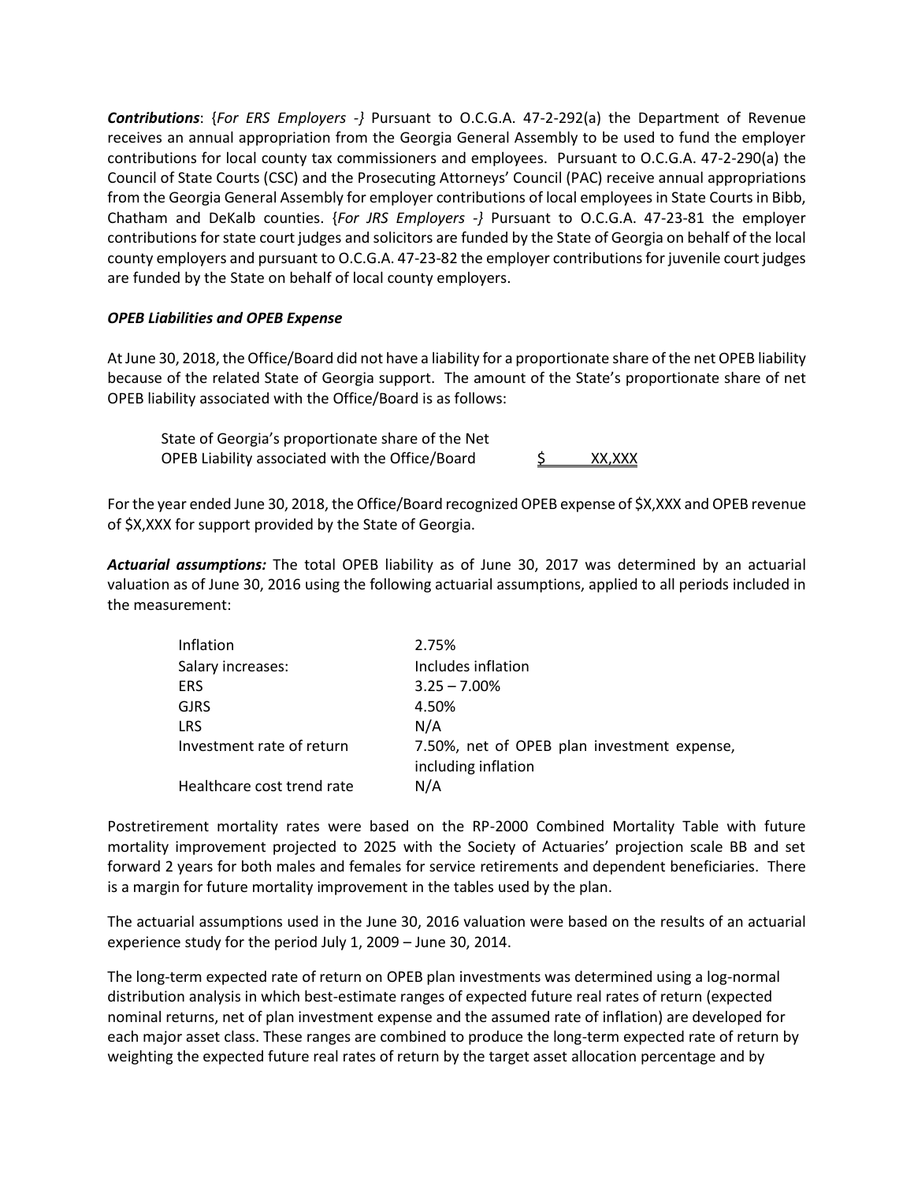***Contributions***: {*For ERS Employers -}* Pursuant to O.C.G.A. 47-2-292(a) the Department of Revenue receives an annual appropriation from the Georgia General Assembly to be used to fund the employer contributions for local county tax commissioners and employees. Pursuant to O.C.G.A. 47-2-290(a) the Council of State Courts (CSC) and the Prosecuting Attorneys' Council (PAC) receive annual appropriations from the Georgia General Assembly for employer contributions of local employees in State Courts in Bibb, Chatham and DeKalb counties. {*For JRS Employers -}* Pursuant to O.C.G.A. 47-23-81 the employer contributions for state court judges and solicitors are funded by the State of Georgia on behalf of the local county employers and pursuant to O.C.G.A. 47-23-82 the employer contributions for juvenile court judges are funded by the State on behalf of local county employers.

***OPEB Liabilities and OPEB Expense***

At June 30, 2018, the Office/Board did not have a liability for a proportionate share of the net OPEB liability because of the related State of Georgia support. The amount of the State's proportionate share of net OPEB liability associated with the Office/Board is as follows:

| | |
|---|---|
| State of Georgia's proportionate share of the Net OPEB Liability associated with the Office/Board | $ XX,XXX |

For the year ended June 30, 2018, the Office/Board recognized OPEB expense of $X,XXX and OPEB revenue of $X,XXX for support provided by the State of Georgia.

***Actuarial assumptions:*** The total OPEB liability as of June 30, 2017 was determined by an actuarial valuation as of June 30, 2016 using the following actuarial assumptions, applied to all periods included in the measurement:

| | |
|---|---|
| Inflation | 2.75% |
| Salary increases: | Includes inflation |
| ERS | 3.25 – 7.00% |
| GJRS | 4.50% |
| LRS | N/A |
| Investment rate of return | 7.50%, net of OPEB plan investment expense, including inflation |
| Healthcare cost trend rate | N/A |

Postretirement mortality rates were based on the RP-2000 Combined Mortality Table with future mortality improvement projected to 2025 with the Society of Actuaries' projection scale BB and set forward 2 years for both males and females for service retirements and dependent beneficiaries. There is a margin for future mortality improvement in the tables used by the plan.

The actuarial assumptions used in the June 30, 2016 valuation were based on the results of an actuarial experience study for the period July 1, 2009 – June 30, 2014.

The long-term expected rate of return on OPEB plan investments was determined using a log-normal distribution analysis in which best-estimate ranges of expected future real rates of return (expected nominal returns, net of plan investment expense and the assumed rate of inflation) are developed for each major asset class. These ranges are combined to produce the long-term expected rate of return by weighting the expected future real rates of return by the target asset allocation percentage and by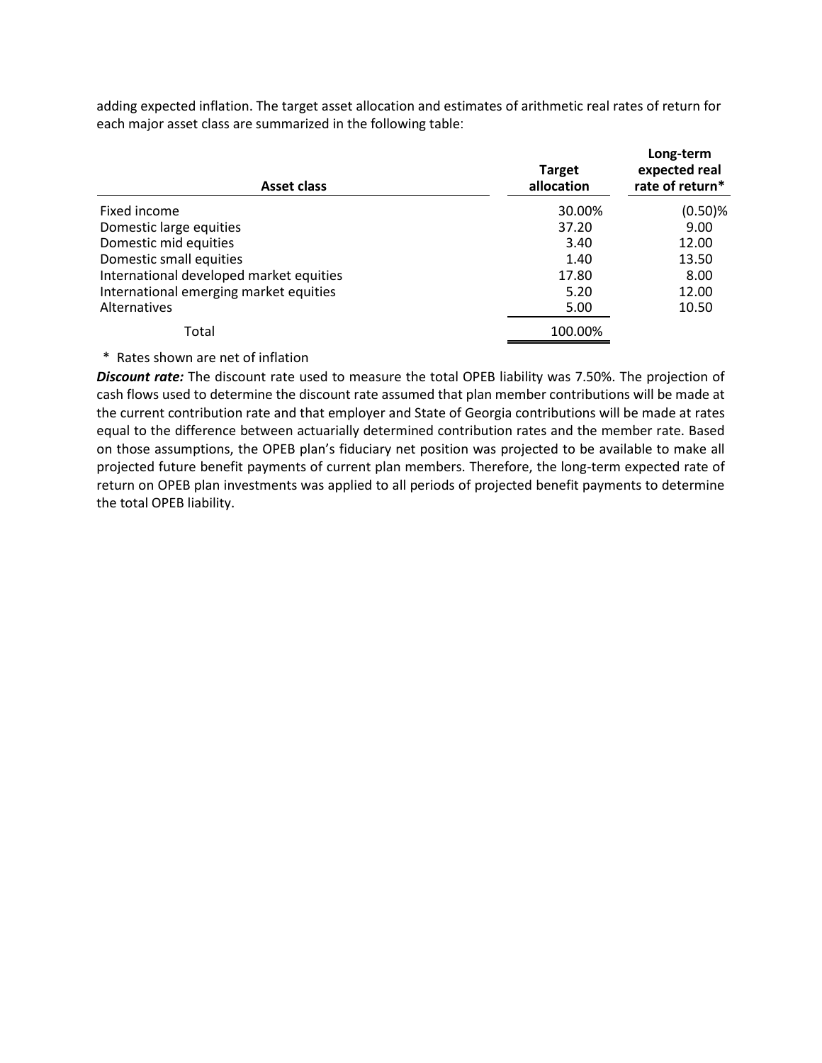adding expected inflation. The target asset allocation and estimates of arithmetic real rates of return for each major asset class are summarized in the following table:

| Asset class | Target allocation | Long-term expected real rate of return* |
|---|---|---|
| Fixed income | 30.00% | (0.50)% |
| Domestic large equities | 37.20 | 9.00 |
| Domestic mid equities | 3.40 | 12.00 |
| Domestic small equities | 1.40 | 13.50 |
| International developed market equities | 17.80 | 8.00 |
| International emerging market equities | 5.20 | 12.00 |
| Alternatives | 5.00 | 10.50 |
| Total | 100.00% | |

* Rates shown are net of inflation

***Discount rate:*** The discount rate used to measure the total OPEB liability was 7.50%. The projection of cash flows used to determine the discount rate assumed that plan member contributions will be made at the current contribution rate and that employer and State of Georgia contributions will be made at rates equal to the difference between actuarially determined contribution rates and the member rate. Based on those assumptions, the OPEB plan's fiduciary net position was projected to be available to make all projected future benefit payments of current plan members. Therefore, the long-term expected rate of return on OPEB plan investments was applied to all periods of projected benefit payments to determine the total OPEB liability.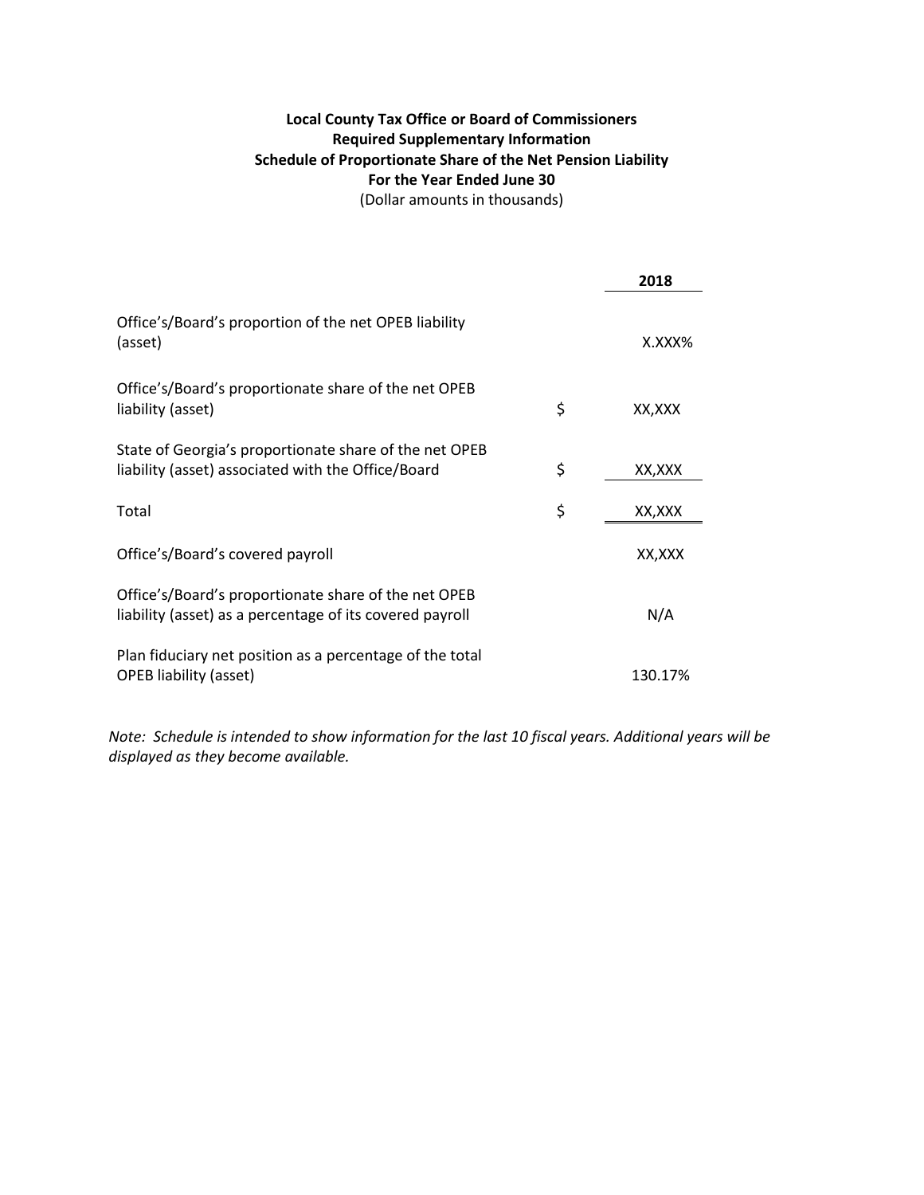**Local County Tax Office or Board of Commissioners**
**Required Supplementary Information**
**Schedule of Proportionate Share of the Net Pension Liability**
**For the Year Ended June 30**
(Dollar amounts in thousands)

| | | 2018 |
|---|---|---|
| Office's/Board's proportion of the net OPEB liability (asset) | | X.XXX% |
| Office's/Board's proportionate share of the net OPEB liability (asset) | $ | XX,XXX |
| State of Georgia's proportionate share of the net OPEB liability (asset) associated with the Office/Board | $ | XX,XXX |
| Total | $ | XX,XXX |
| Office's/Board's covered payroll | | XX,XXX |
| Office's/Board's proportionate share of the net OPEB liability (asset) as a percentage of its covered payroll | | N/A |
| Plan fiduciary net position as a percentage of the total OPEB liability (asset) | | 130.17% |

*Note: Schedule is intended to show information for the last 10 fiscal years. Additional years will be displayed as they become available.*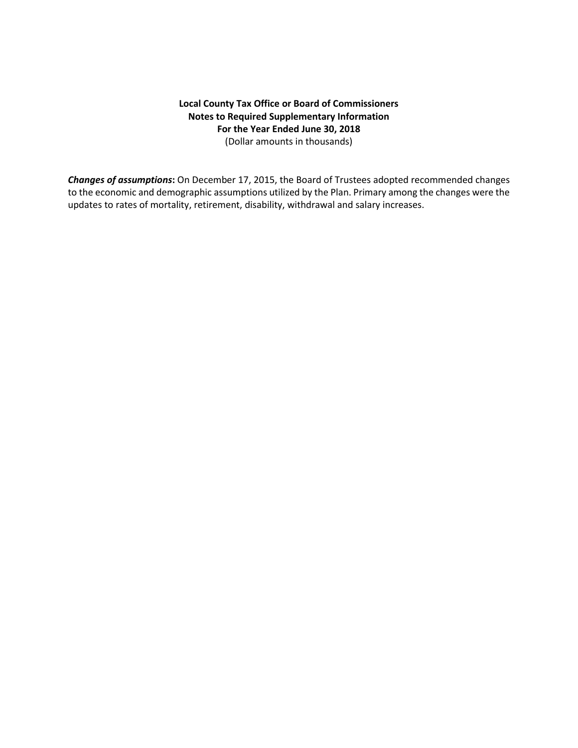**Local County Tax Office or Board of Commissioners**
**Notes to Required Supplementary Information**
**For the Year Ended June 30, 2018**
(Dollar amounts in thousands)

***Changes of assumptions*****:** On December 17, 2015, the Board of Trustees adopted recommended changes to the economic and demographic assumptions utilized by the Plan. Primary among the changes were the updates to rates of mortality, retirement, disability, withdrawal and salary increases.